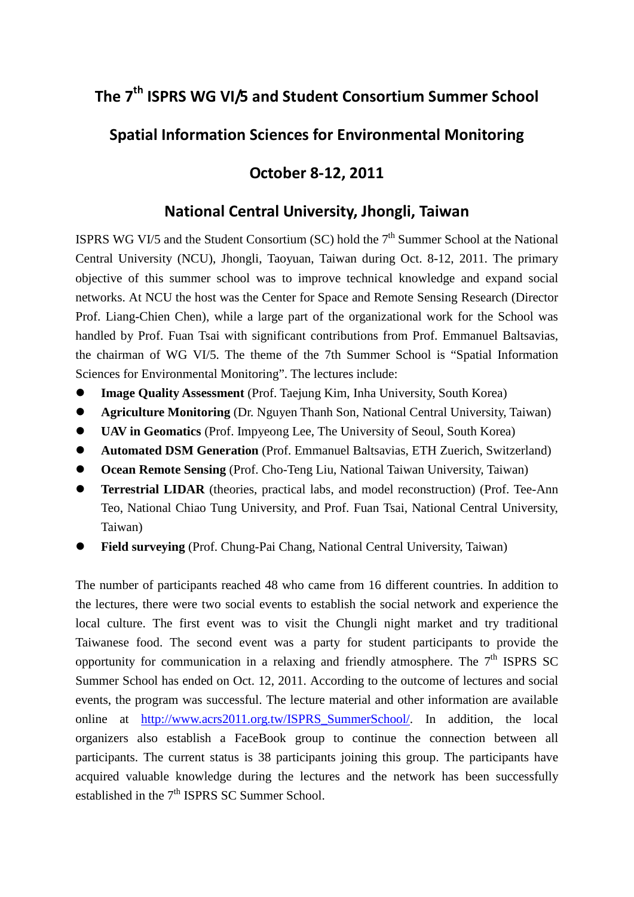# The 7$^{th}$ ISPRS WG VI/5 and Student Consortium Summer School

## Spatial Information Sciences for Environmental Monitoring

## October 8-12, 2011

## National Central University, Jhongli, Taiwan

ISPRS WG VI/5 and the Student Consortium (SC) hold the 7$^{th}$ Summer School at the National Central University (NCU), Jhongli, Taoyuan, Taiwan during Oct. 8-12, 2011. The primary objective of this summer school was to improve technical knowledge and expand social networks. At NCU the host was the Center for Space and Remote Sensing Research (Director Prof. Liang-Chien Chen), while a large part of the organizational work for the School was handled by Prof. Fuan Tsai with significant contributions from Prof. Emmanuel Baltsavias, the chairman of WG VI/5. The theme of the 7th Summer School is "Spatial Information Sciences for Environmental Monitoring". The lectures include:

- **Image Quality Assessment** (Prof. Taejung Kim, Inha University, South Korea)
- **Agriculture Monitoring** (Dr. Nguyen Thanh Son, National Central University, Taiwan)
- **UAV in Geomatics** (Prof. Impyeong Lee, The University of Seoul, South Korea)
- **Automated DSM Generation** (Prof. Emmanuel Baltsavias, ETH Zuerich, Switzerland)
- **Ocean Remote Sensing** (Prof. Cho-Teng Liu, National Taiwan University, Taiwan)
- **Terrestrial LIDAR** (theories, practical labs, and model reconstruction) (Prof. Tee-Ann Teo, National Chiao Tung University, and Prof. Fuan Tsai, National Central University, Taiwan)
- **Field surveying** (Prof. Chung-Pai Chang, National Central University, Taiwan)

The number of participants reached 48 who came from 16 different countries. In addition to the lectures, there were two social events to establish the social network and experience the local culture. The first event was to visit the Chungli night market and try traditional Taiwanese food. The second event was a party for student participants to provide the opportunity for communication in a relaxing and friendly atmosphere. The 7$^{th}$ ISPRS SC Summer School has ended on Oct. 12, 2011. According to the outcome of lectures and social events, the program was successful. The lecture material and other information are available online at http://www.acrs2011.org.tw/ISPRS_SummerSchool/. In addition, the local organizers also establish a FaceBook group to continue the connection between all participants. The current status is 38 participants joining this group. The participants have acquired valuable knowledge during the lectures and the network has been successfully established in the 7$^{th}$ ISPRS SC Summer School.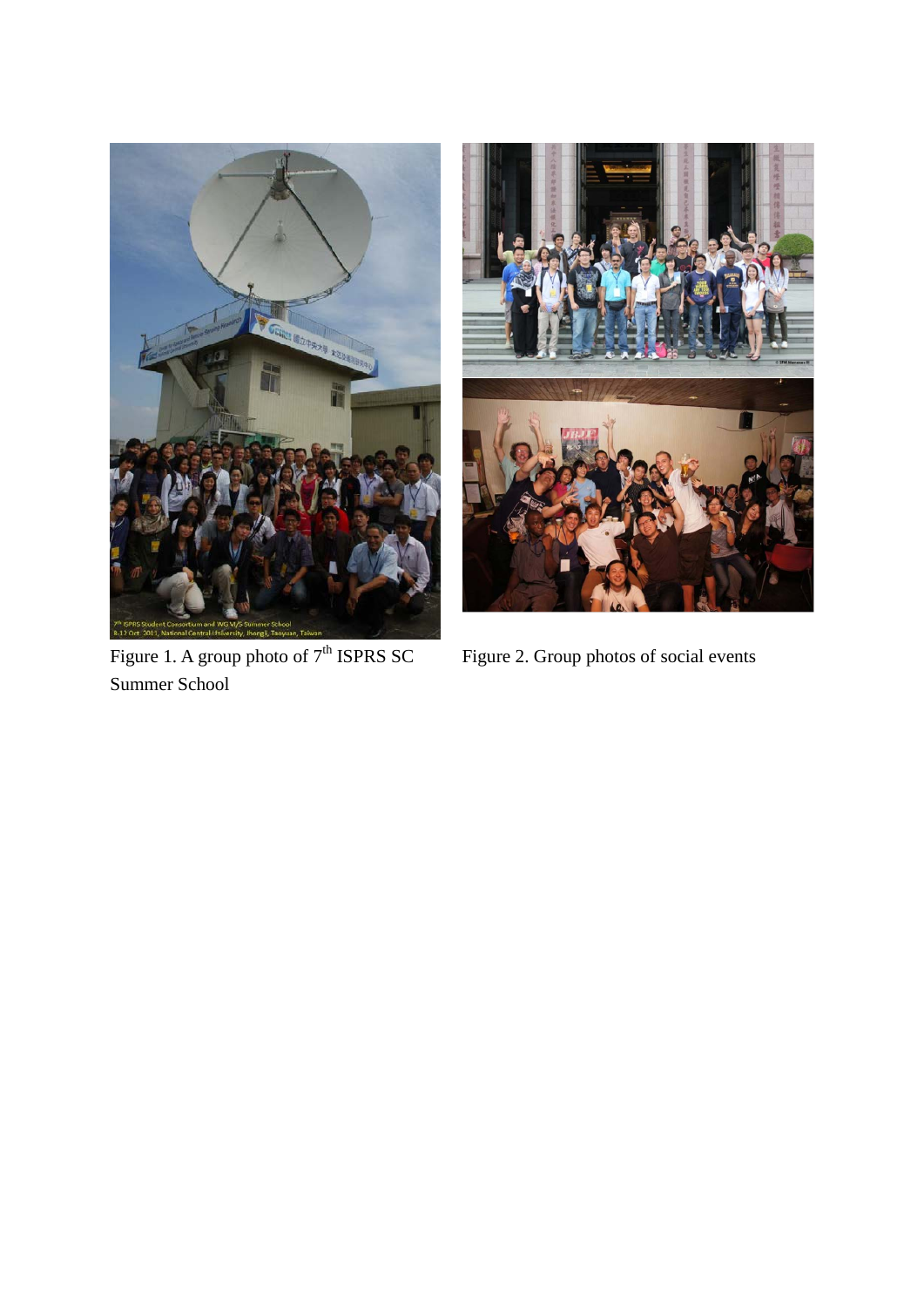Figure 1. A group photo of 7th ISPRS SC Summer School

Figure 2. Group photos of social events